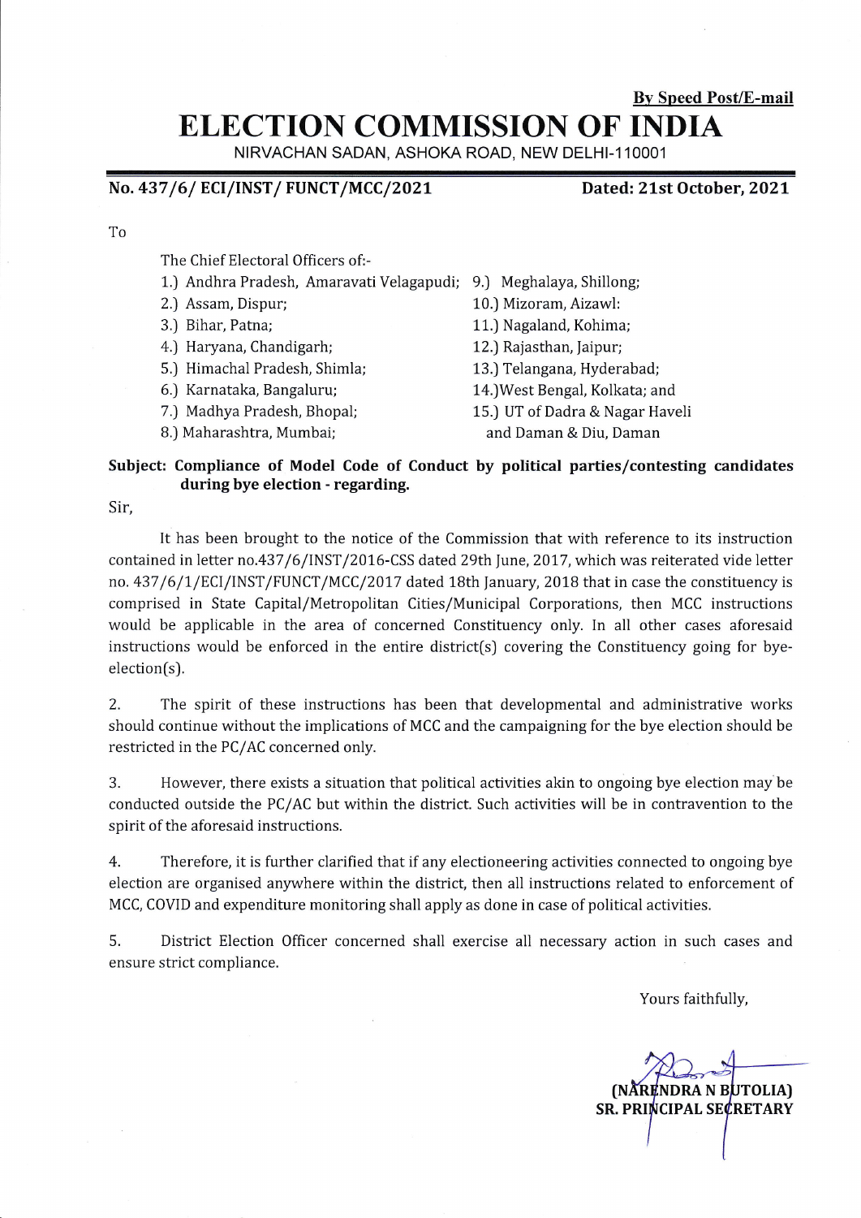**By Speed Post/E-mail**

# ELECTION COMMISSION OF INDIA

NIRVACHAN SADAN, ASHOKA ROAD, NEW DELHI-110001

**No. 437/6/ ECI/INST/ FUNCT/MCC/2021** **Dated: 21st October, 2021**

To

The Chief Electoral Officers of:-

1.) Andhra Pradesh, Amaravati Velagapudi;
2.) Assam, Dispur;
3.) Bihar, Patna;
4.) Haryana, Chandigarh;
5.) Himachal Pradesh, Shimla;
6.) Karnataka, Bangaluru;
7.) Madhya Pradesh, Bhopal;
8.) Maharashtra, Mumbai;
9.) Meghalaya, Shillong;
10.) Mizoram, Aizawl:
11.) Nagaland, Kohima;
12.) Rajasthan, Jaipur;
13.) Telangana, Hyderabad;
14.)West Bengal, Kolkata; and
15.) UT of Dadra & Nagar Haveli and Daman & Diu, Daman

**Subject: Compliance of Model Code of Conduct by political parties/contesting candidates during bye election - regarding.**

Sir,

It has been brought to the notice of the Commission that with reference to its instruction contained in letter no.437/6/INST/2016-CSS dated 29th June, 2017, which was reiterated vide letter no. 437/6/1/ECI/INST/FUNCT/MCC/2017 dated 18th January, 2018 that in case the constituency is comprised in State Capital/Metropolitan Cities/Municipal Corporations, then MCC instructions would be applicable in the area of concerned Constituency only. In all other cases aforesaid instructions would be enforced in the entire district(s) covering the Constituency going for bye-election(s).

2. The spirit of these instructions has been that developmental and administrative works should continue without the implications of MCC and the campaigning for the bye election should be restricted in the PC/AC concerned only.

3. However, there exists a situation that political activities akin to ongoing bye election may be conducted outside the PC/AC but within the district. Such activities will be in contravention to the spirit of the aforesaid instructions.

4. Therefore, it is further clarified that if any electioneering activities connected to ongoing bye election are organised anywhere within the district, then all instructions related to enforcement of MCC, COVID and expenditure monitoring shall apply as done in case of political activities.

5. District Election Officer concerned shall exercise all necessary action in such cases and ensure strict compliance.

Yours faithfully,

**(NARENDRA N BUTOLIA)**
**SR. PRINCIPAL SECRETARY**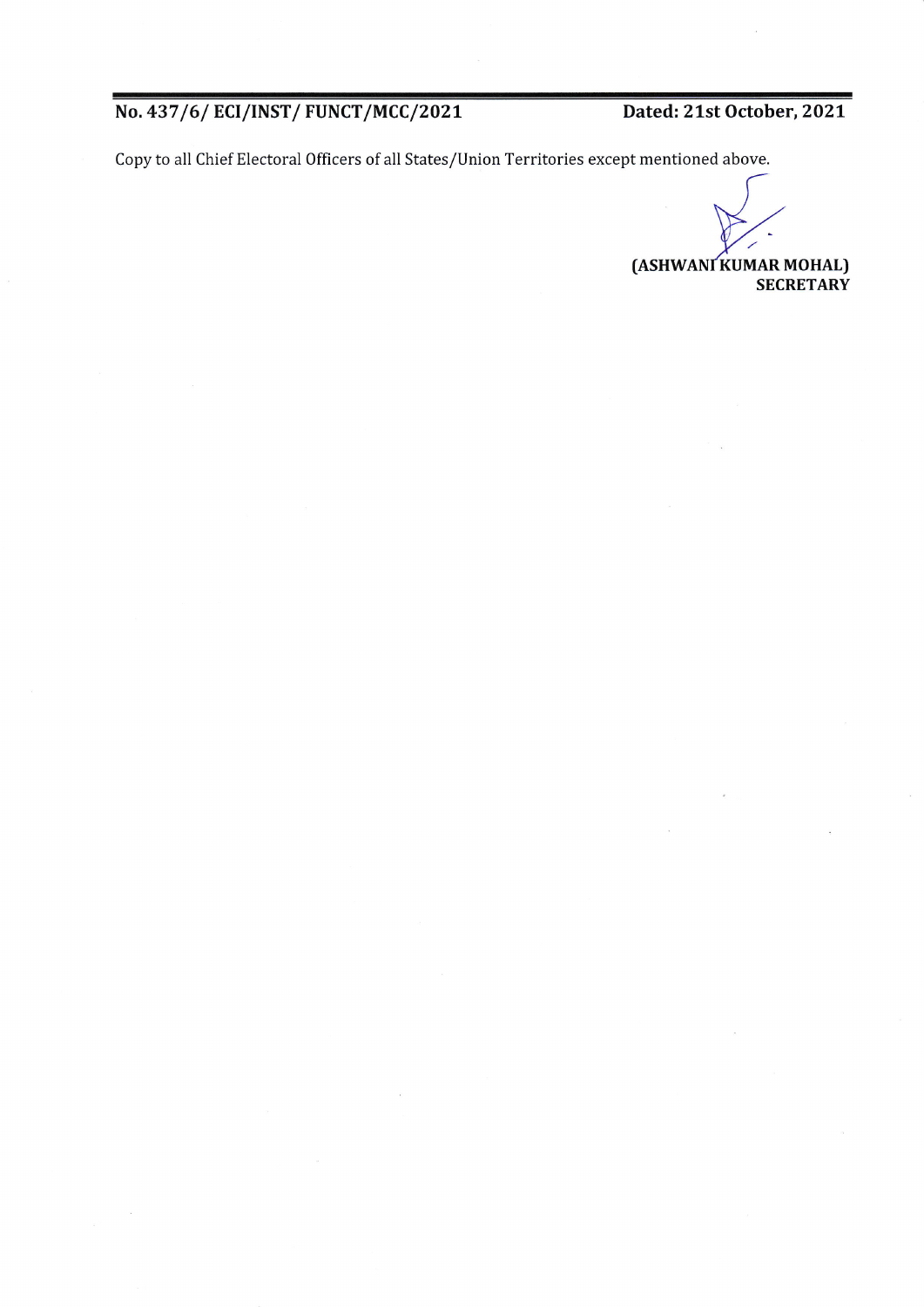**No. 437/6/ ECI/INST/ FUNCT/MCC/2021** **Dated: 21st October, 2021**

Copy to all Chief Electoral Officers of all States/Union Territories except mentioned above.

**(ASHWANI KUMAR MOHAL)**
**SECRETARY**